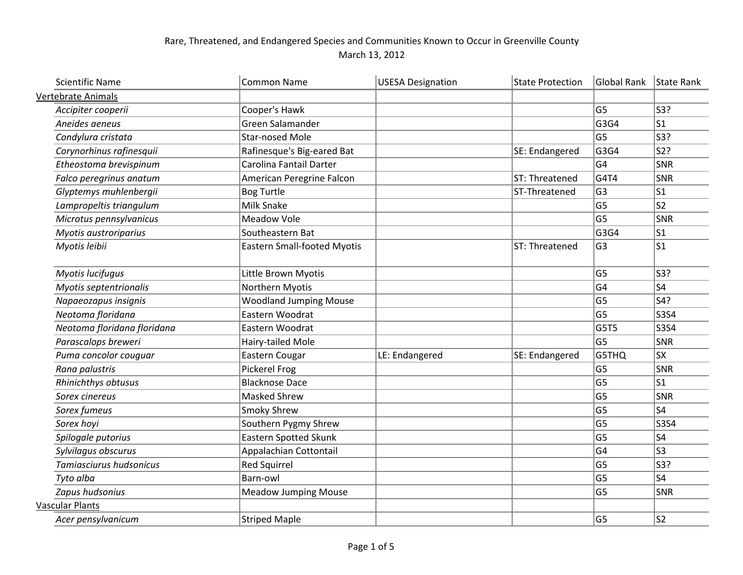Rare, Threatened, and Endangered Species and Communities Known to Occur in Greenville County

March 13, 2012

| Scientific Name | Common Name | USESA Designation | State Protection | Global Rank | State Rank |
|---|---|---|---|---|---|
| Vertebrate Animals | | | | | |
| *Accipiter cooperii* | Cooper's Hawk | | | G5 | S3? |
| *Aneides aeneus* | Green Salamander | | | G3G4 | S1 |
| *Condylura cristata* | Star-nosed Mole | | | G5 | S3? |
| *Corynorhinus rafinesquii* | Rafinesque's Big-eared Bat | | SE: Endangered | G3G4 | S2? |
| *Etheostoma brevispinum* | Carolina Fantail Darter | | | G4 | SNR |
| *Falco peregrinus anatum* | American Peregrine Falcon | | ST: Threatened | G4T4 | SNR |
| *Glyptemys muhlenbergii* | Bog Turtle | | ST-Threatened | G3 | S1 |
| *Lampropeltis triangulum* | Milk Snake | | | G5 | S2 |
| *Microtus pennsylvanicus* | Meadow Vole | | | G5 | SNR |
| *Myotis austroriparius* | Southeastern Bat | | | G3G4 | S1 |
| *Myotis leibii* | Eastern Small-footed Myotis | | ST: Threatened | G3 | S1 |
| *Myotis lucifugus* | Little Brown Myotis | | | G5 | S3? |
| *Myotis septentrionalis* | Northern Myotis | | | G4 | S4 |
| *Napaeozapus insignis* | Woodland Jumping Mouse | | | G5 | S4? |
| *Neotoma floridana* | Eastern Woodrat | | | G5 | S3S4 |
| *Neotoma floridana floridana* | Eastern Woodrat | | | G5T5 | S3S4 |
| *Parascalops breweri* | Hairy-tailed Mole | | | G5 | SNR |
| *Puma concolor couguar* | Eastern Cougar | LE: Endangered | SE: Endangered | G5THQ | SX |
| *Rana palustris* | Pickerel Frog | | | G5 | SNR |
| *Rhinichthys obtusus* | Blacknose Dace | | | G5 | S1 |
| *Sorex cinereus* | Masked Shrew | | | G5 | SNR |
| *Sorex fumeus* | Smoky Shrew | | | G5 | S4 |
| *Sorex hoyi* | Southern Pygmy Shrew | | | G5 | S3S4 |
| *Spilogale putorius* | Eastern Spotted Skunk | | | G5 | S4 |
| *Sylvilagus obscurus* | Appalachian Cottontail | | | G4 | S3 |
| *Tamiasciurus hudsonicus* | Red Squirrel | | | G5 | S3? |
| *Tyto alba* | Barn-owl | | | G5 | S4 |
| *Zapus hudsonius* | Meadow Jumping Mouse | | | G5 | SNR |
| Vascular Plants | | | | | |
| *Acer pensylvanicum* | Striped Maple | | | G5 | S2 |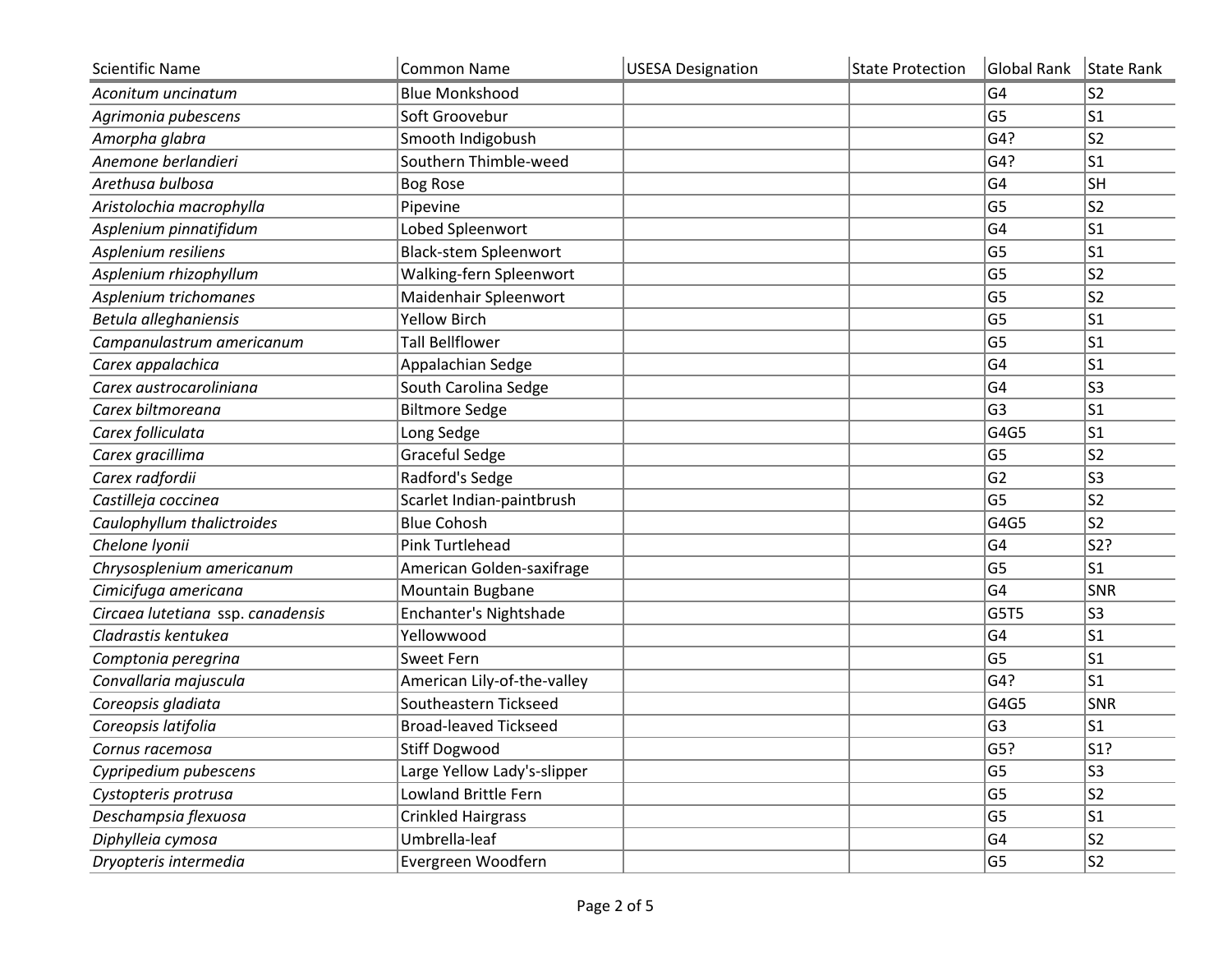| Scientific Name | Common Name | USESA Designation | State Protection | Global Rank | State Rank |
|---|---|---|---|---|---|
| *Aconitum uncinatum* | Blue Monkshood | | | G4 | S2 |
| *Agrimonia pubescens* | Soft Groovebur | | | G5 | S1 |
| *Amorpha glabra* | Smooth Indigobush | | | G4? | S2 |
| *Anemone berlandieri* | Southern Thimble-weed | | | G4? | S1 |
| *Arethusa bulbosa* | Bog Rose | | | G4 | SH |
| *Aristolochia macrophylla* | Pipevine | | | G5 | S2 |
| *Asplenium pinnatifidum* | Lobed Spleenwort | | | G4 | S1 |
| *Asplenium resiliens* | Black-stem Spleenwort | | | G5 | S1 |
| *Asplenium rhizophyllum* | Walking-fern Spleenwort | | | G5 | S2 |
| *Asplenium trichomanes* | Maidenhair Spleenwort | | | G5 | S2 |
| *Betula alleghaniensis* | Yellow Birch | | | G5 | S1 |
| *Campanulastrum americanum* | Tall Bellflower | | | G5 | S1 |
| *Carex appalachica* | Appalachian Sedge | | | G4 | S1 |
| *Carex austrocaroliniana* | South Carolina Sedge | | | G4 | S3 |
| *Carex biltmoreana* | Biltmore Sedge | | | G3 | S1 |
| *Carex folliculata* | Long Sedge | | | G4G5 | S1 |
| *Carex gracillima* | Graceful Sedge | | | G5 | S2 |
| *Carex radfordii* | Radford's Sedge | | | G2 | S3 |
| *Castilleja coccinea* | Scarlet Indian-paintbrush | | | G5 | S2 |
| *Caulophyllum thalictroides* | Blue Cohosh | | | G4G5 | S2 |
| *Chelone lyonii* | Pink Turtlehead | | | G4 | S2? |
| *Chrysosplenium americanum* | American Golden-saxifrage | | | G5 | S1 |
| *Cimicifuga americana* | Mountain Bugbane | | | G4 | SNR |
| *Circaea lutetiana ssp. canadensis* | Enchanter's Nightshade | | | G5T5 | S3 |
| *Cladrastis kentukea* | Yellowwood | | | G4 | S1 |
| *Comptonia peregrina* | Sweet Fern | | | G5 | S1 |
| *Convallaria majuscula* | American Lily-of-the-valley | | | G4? | S1 |
| *Coreopsis gladiata* | Southeastern Tickseed | | | G4G5 | SNR |
| *Coreopsis latifolia* | Broad-leaved Tickseed | | | G3 | S1 |
| *Cornus racemosa* | Stiff Dogwood | | | G5? | S1? |
| *Cypripedium pubescens* | Large Yellow Lady's-slipper | | | G5 | S3 |
| *Cystopteris protrusa* | Lowland Brittle Fern | | | G5 | S2 |
| *Deschampsia flexuosa* | Crinkled Hairgrass | | | G5 | S1 |
| *Diphylleia cymosa* | Umbrella-leaf | | | G4 | S2 |
| *Dryopteris intermedia* | Evergreen Woodfern | | | G5 | S2 |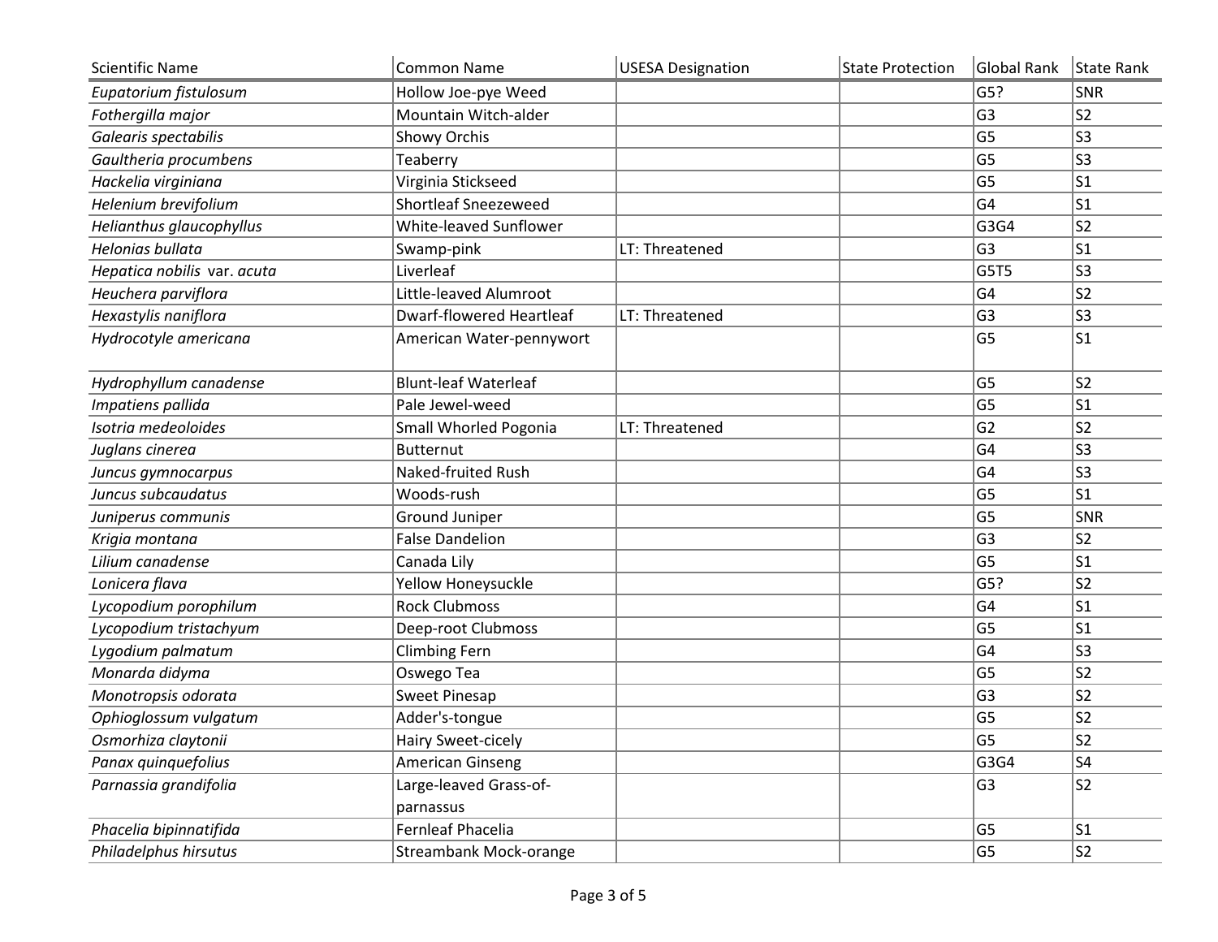| Scientific Name | Common Name | USESA Designation | State Protection | Global Rank | State Rank |
|---|---|---|---|---|---|
| *Eupatorium fistulosum* | Hollow Joe-pye Weed | | | G5? | SNR |
| *Fothergilla major* | Mountain Witch-alder | | | G3 | S2 |
| *Galearis spectabilis* | Showy Orchis | | | G5 | S3 |
| *Gaultheria procumbens* | Teaberry | | | G5 | S3 |
| *Hackelia virginiana* | Virginia Stickseed | | | G5 | S1 |
| *Helenium brevifolium* | Shortleaf Sneezeweed | | | G4 | S1 |
| *Helianthus glaucophyllus* | White-leaved Sunflower | | | G3G4 | S2 |
| *Helonias bullata* | Swamp-pink | LT: Threatened | | G3 | S1 |
| *Hepatica nobilis* var. *acuta* | Liverleaf | | | G5T5 | S3 |
| *Heuchera parviflora* | Little-leaved Alumroot | | | G4 | S2 |
| *Hexastylis naniflora* | Dwarf-flowered Heartleaf | LT: Threatened | | G3 | S3 |
| *Hydrocotyle americana* | American Water-pennywort | | | G5 | S1 |
| *Hydrophyllum canadense* | Blunt-leaf Waterleaf | | | G5 | S2 |
| *Impatiens pallida* | Pale Jewel-weed | | | G5 | S1 |
| *Isotria medeoloides* | Small Whorled Pogonia | LT: Threatened | | G2 | S2 |
| *Juglans cinerea* | Butternut | | | G4 | S3 |
| *Juncus gymnocarpus* | Naked-fruited Rush | | | G4 | S3 |
| *Juncus subcaudatus* | Woods-rush | | | G5 | S1 |
| *Juniperus communis* | Ground Juniper | | | G5 | SNR |
| *Krigia montana* | False Dandelion | | | G3 | S2 |
| *Lilium canadense* | Canada Lily | | | G5 | S1 |
| *Lonicera flava* | Yellow Honeysuckle | | | G5? | S2 |
| *Lycopodium porophilum* | Rock Clubmoss | | | G4 | S1 |
| *Lycopodium tristachyum* | Deep-root Clubmoss | | | G5 | S1 |
| *Lygodium palmatum* | Climbing Fern | | | G4 | S3 |
| *Monarda didyma* | Oswego Tea | | | G5 | S2 |
| *Monotropsis odorata* | Sweet Pinesap | | | G3 | S2 |
| *Ophioglossum vulgatum* | Adder's-tongue | | | G5 | S2 |
| *Osmorhiza claytonii* | Hairy Sweet-cicely | | | G5 | S2 |
| *Panax quinquefolius* | American Ginseng | | | G3G4 | S4 |
| *Parnassia grandifolia* | Large-leaved Grass-of-parnassus | | | G3 | S2 |
| *Phacelia bipinnatifida* | Fernleaf Phacelia | | | G5 | S1 |
| *Philadelphus hirsutus* | Streambank Mock-orange | | | G5 | S2 |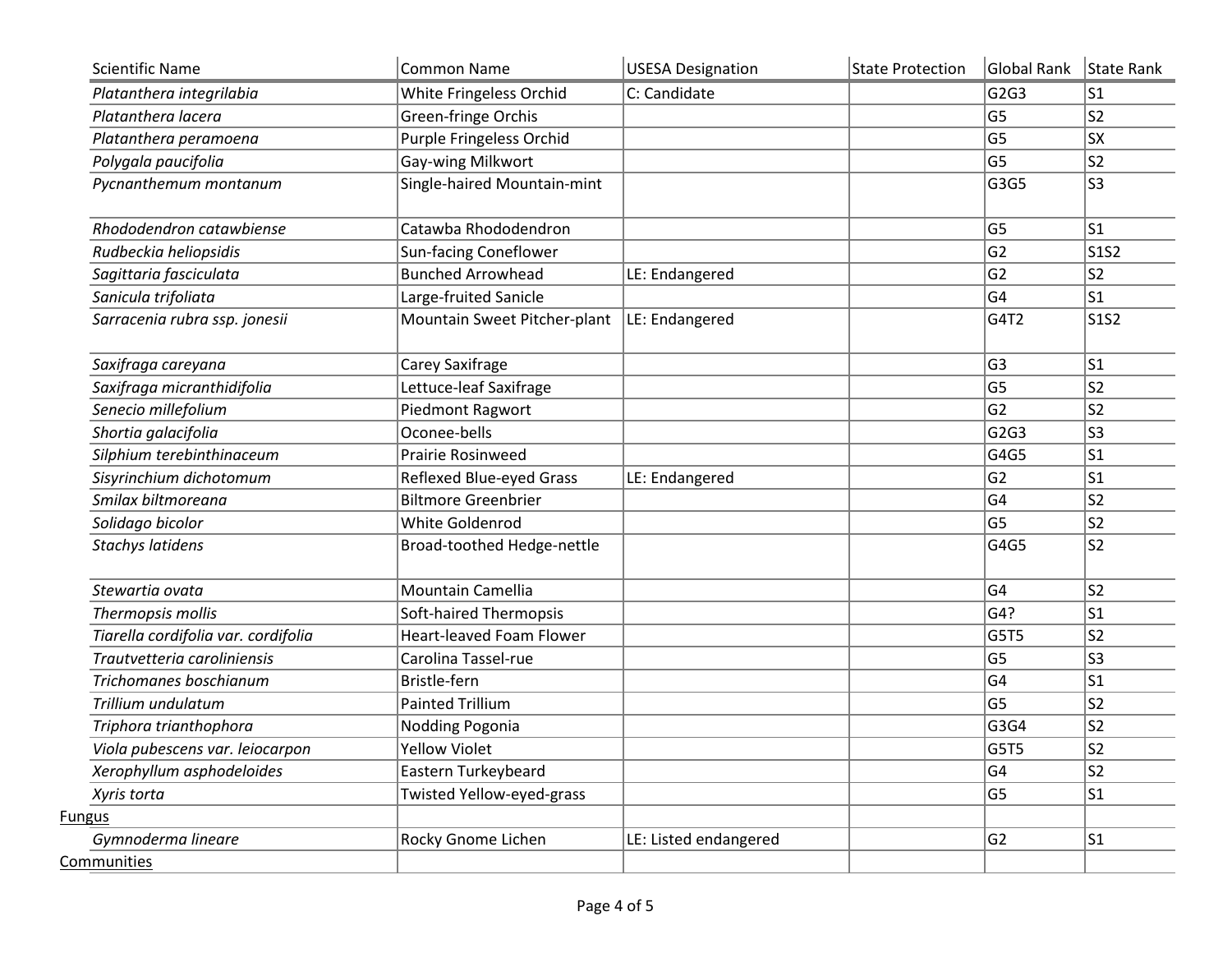| Scientific Name | Common Name | USESA Designation | State Protection | Global Rank | State Rank |
|---|---|---|---|---|---|
| *Platanthera integrilabia* | White Fringeless Orchid | C: Candidate | | G2G3 | S1 |
| *Platanthera lacera* | Green-fringe Orchis | | | G5 | S2 |
| *Platanthera peramoena* | Purple Fringeless Orchid | | | G5 | SX |
| *Polygala paucifolia* | Gay-wing Milkwort | | | G5 | S2 |
| *Pycnanthemum montanum* | Single-haired Mountain-mint | | | G3G5 | S3 |
| *Rhododendron catawbiense* | Catawba Rhododendron | | | G5 | S1 |
| *Rudbeckia heliopsidis* | Sun-facing Coneflower | | | G2 | S1S2 |
| *Sagittaria fasciculata* | Bunched Arrowhead | LE: Endangered | | G2 | S2 |
| *Sanicula trifoliata* | Large-fruited Sanicle | | | G4 | S1 |
| *Sarracenia rubra ssp. jonesii* | Mountain Sweet Pitcher-plant | LE: Endangered | | G4T2 | S1S2 |
| *Saxifraga careyana* | Carey Saxifrage | | | G3 | S1 |
| *Saxifraga micranthidifolia* | Lettuce-leaf Saxifrage | | | G5 | S2 |
| *Senecio millefolium* | Piedmont Ragwort | | | G2 | S2 |
| *Shortia galacifolia* | Oconee-bells | | | G2G3 | S3 |
| *Silphium terebinthinaceum* | Prairie Rosinweed | | | G4G5 | S1 |
| *Sisyrinchium dichotomum* | Reflexed Blue-eyed Grass | LE: Endangered | | G2 | S1 |
| *Smilax biltmoreana* | Biltmore Greenbrier | | | G4 | S2 |
| *Solidago bicolor* | White Goldenrod | | | G5 | S2 |
| *Stachys latidens* | Broad-toothed Hedge-nettle | | | G4G5 | S2 |
| *Stewartia ovata* | Mountain Camellia | | | G4 | S2 |
| *Thermopsis mollis* | Soft-haired Thermopsis | | | G4? | S1 |
| *Tiarella cordifolia var. cordifolia* | Heart-leaved Foam Flower | | | G5T5 | S2 |
| *Trautvetteria caroliniensis* | Carolina Tassel-rue | | | G5 | S3 |
| *Trichomanes boschianum* | Bristle-fern | | | G4 | S1 |
| *Trillium undulatum* | Painted Trillium | | | G5 | S2 |
| *Triphora trianthophora* | Nodding Pogonia | | | G3G4 | S2 |
| *Viola pubescens var. leiocarpon* | Yellow Violet | | | G5T5 | S2 |
| *Xerophyllum asphodeloides* | Eastern Turkeybeard | | | G4 | S2 |
| *Xyris torta* | Twisted Yellow-eyed-grass | | | G5 | S1 |
| Fungus | | | | | |
| *Gymnoderma lineare* | Rocky Gnome Lichen | LE: Listed endangered | | G2 | S1 |
| Communities | | | | | |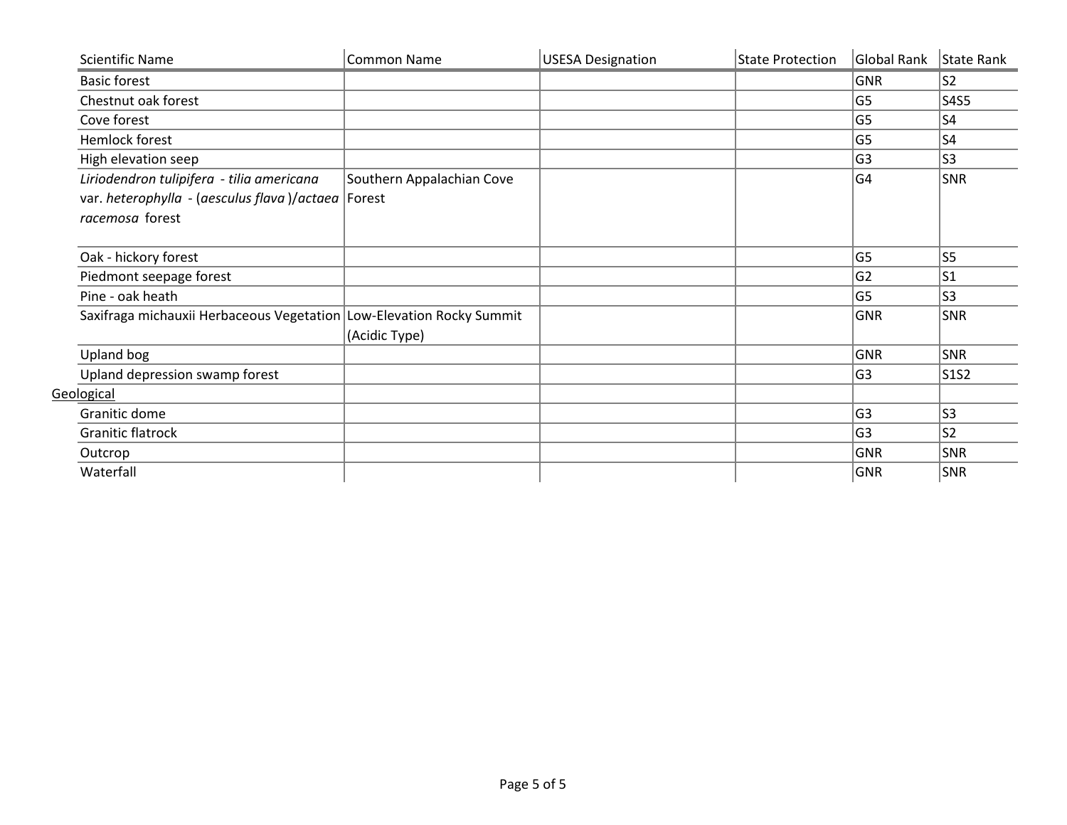| Scientific Name | Common Name | USESA Designation | State Protection | Global Rank | State Rank |
|---|---|---|---|---|---|
| Basic forest | | | | GNR | S2 |
| Chestnut oak forest | | | | G5 | S4S5 |
| Cove forest | | | | G5 | S4 |
| Hemlock forest | | | | G5 | S4 |
| High elevation seep | | | | G3 | S3 |
| *Liriodendron tulipifera - tilia americana* var. *heterophylla* - (*aesculus flava*)/*actaea racemosa* forest | Southern Appalachian Cove Forest | | | G4 | SNR |
| Oak - hickory forest | | | | G5 | S5 |
| Piedmont seepage forest | | | | G2 | S1 |
| Pine - oak heath | | | | G5 | S3 |
| Saxifraga michauxii Herbaceous Vegetation | Low-Elevation Rocky Summit (Acidic Type) | | | GNR | SNR |
| Upland bog | | | | GNR | SNR |
| Upland depression swamp forest | | | | G3 | S1S2 |
| Geological | | | | | |
| Granitic dome | | | | G3 | S3 |
| Granitic flatrock | | | | G3 | S2 |
| Outcrop | | | | GNR | SNR |
| Waterfall | | | | GNR | SNR |